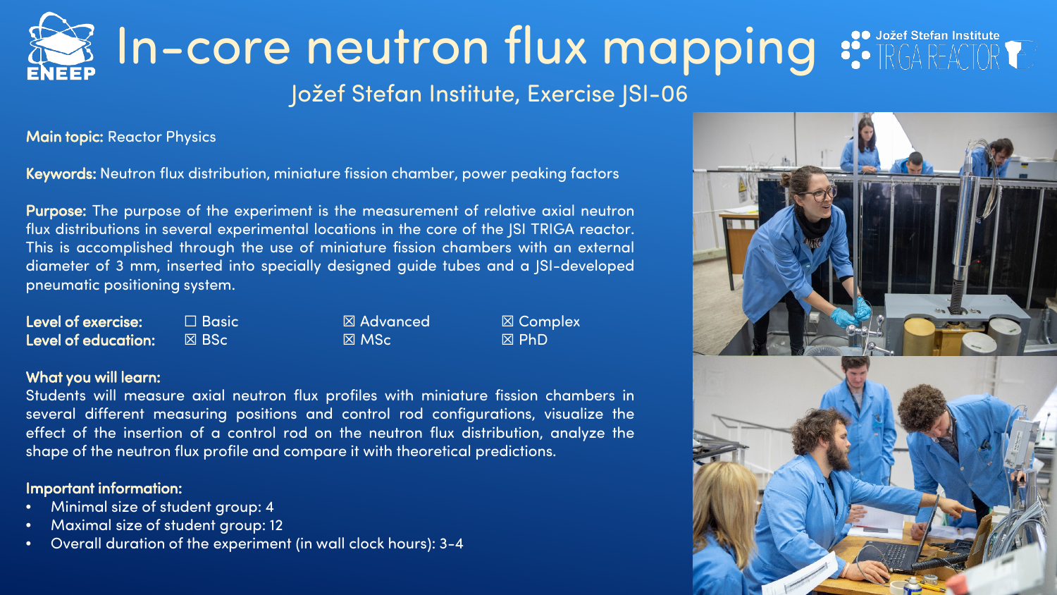# In-core neutron flux mapping

## Jožef Stefan Institute, Exercise JSI-06

**Main topic:** Reactor Physics

**Keywords:** Neutron flux distribution, miniature fission chamber, power peaking factors

**Purpose:** The purpose of the experiment is the measurement of relative axial neutron flux distributions in several experimental locations in the core of the JSI TRIGA reactor. This is accomplished through the use of miniature fission chambers with an external diameter of 3 mm, inserted into specially designed guide tubes and a JSI-developed pneumatic positioning system.

| | | | |
|---|---|---|---|
| **Level of exercise:** | ☐ Basic | ☒ Advanced | ☒ Complex |
| **Level of education:** | ☒ BSc | ☒ MSc | ☒ PhD |

**What you will learn:**

Students will measure axial neutron flux profiles with miniature fission chambers in several different measuring positions and control rod configurations, visualize the effect of the insertion of a control rod on the neutron flux distribution, analyze the shape of the neutron flux profile and compare it with theoretical predictions.

**Important information:**

- Minimal size of student group: 4
- Maximal size of student group: 12
- Overall duration of the experiment (in wall clock hours): 3-4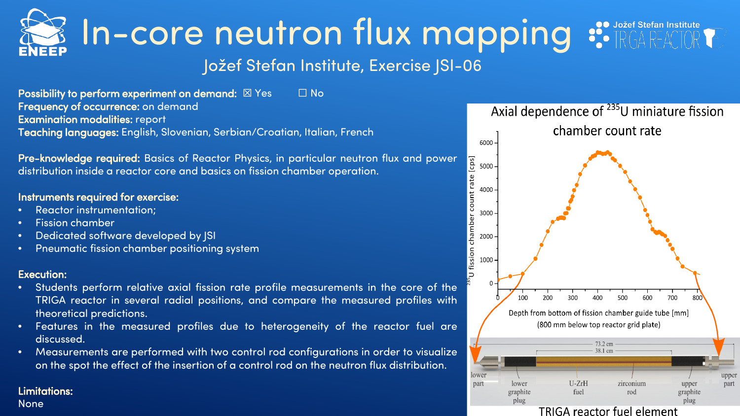# In-core neutron flux mapping

## Jožef Stefan Institute, Exercise JSI-06

**Possibility to perform experiment on demand:** ☒ Yes ☐ No
**Frequency of occurrence:** on demand
**Examination modalities:** report
**Teaching languages:** English, Slovenian, Serbian/Croatian, Italian, French

**Pre-knowledge required:** Basics of Reactor Physics, in particular neutron flux and power distribution inside a reactor core and basics on fission chamber operation.

**Instruments required for exercise:**

- Reactor instrumentation;
- Fission chamber
- Dedicated software developed by JSI
- Pneumatic fission chamber positioning system

**Execution:**

- Students perform relative axial fission rate profile measurements in the core of the TRIGA reactor in several radial positions, and compare the measured profiles with theoretical predictions.
- Features in the measured profiles due to heterogeneity of the reactor fuel are discussed.
- Measurements are performed with two control rod configurations in order to visualize on the spot the effect of the insertion of a control rod on the neutron flux distribution.

**Limitations:**
None

Axial dependence of $^{235}$U miniature fission chamber count rate

$^{235}$U fission chamber count rate [cps]

6000
5000
4000
3000
2000
1000
0

0 100 200 300 400 500 600 700 800

Depth from bottom of fission chamber guide tube [mm]
(800 mm below top reactor grid plate)

73.2 cm
38.1 cm

lower part
lower graphite plug
U-ZrH fuel
zirconium rod
upper graphite plug
upper part

TRIGA reactor fuel element